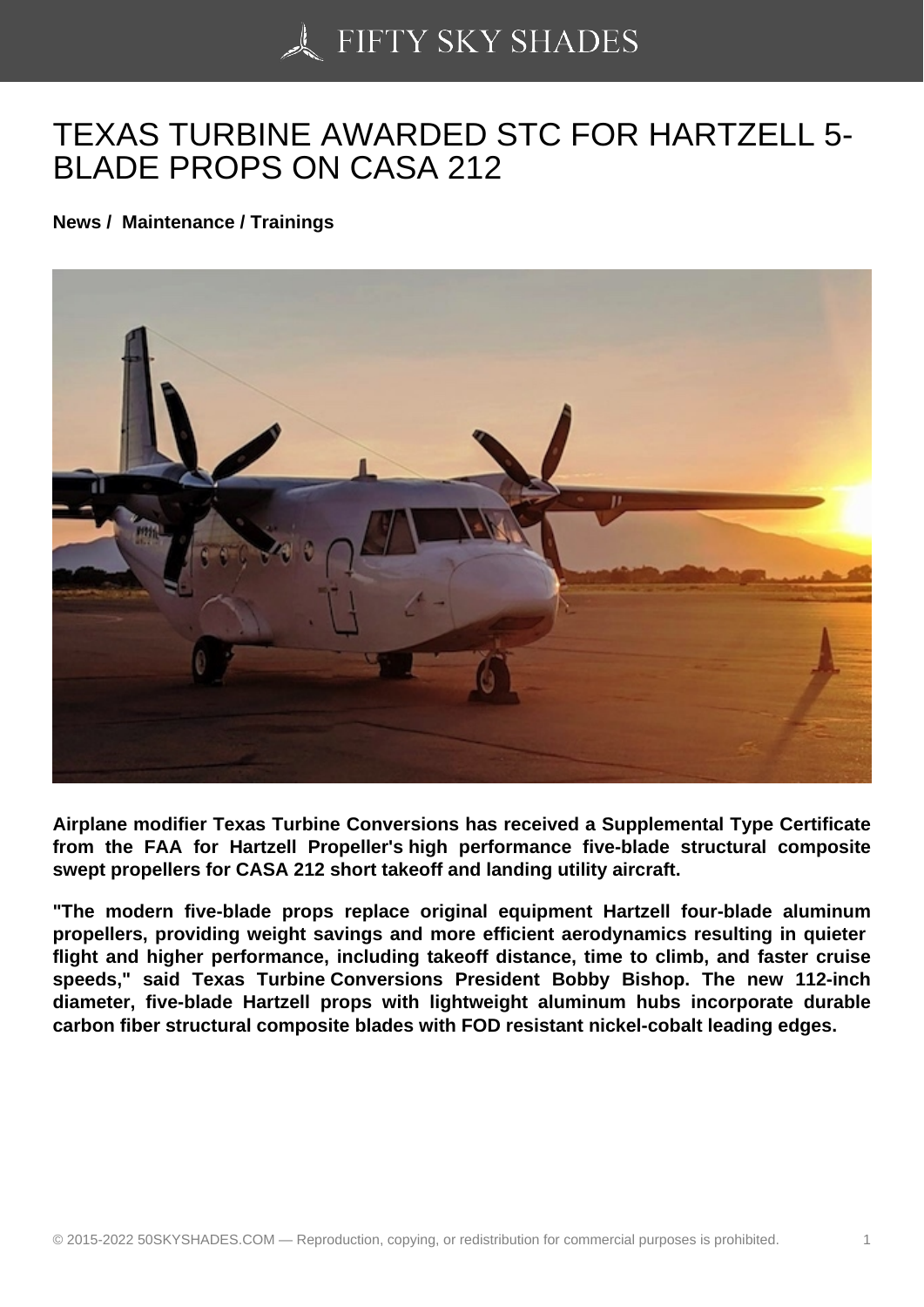# TEXAS TURBINE AWARDED STC FOR HARTZELL 5-BLADE PROPS ON CASA 212

**News / Maintenance / Trainings**

**Airplane modifier Texas Turbine Conversions has received a Supplemental Type Certificate from the FAA for Hartzell Propeller's high performance five-blade structural composite swept propellers for CASA 212 short takeoff and landing utility aircraft.**

**"The modern five-blade props replace original equipment Hartzell four-blade aluminum propellers, providing weight savings and more efficient aerodynamics resulting in quieter flight and higher performance, including takeoff distance, time to climb, and faster cruise speeds," said Texas Turbine Conversions President Bobby Bishop. The new 112-inch diameter, five-blade Hartzell props with lightweight aluminum hubs incorporate durable carbon fiber structural composite blades with FOD resistant nickel-cobalt leading edges.**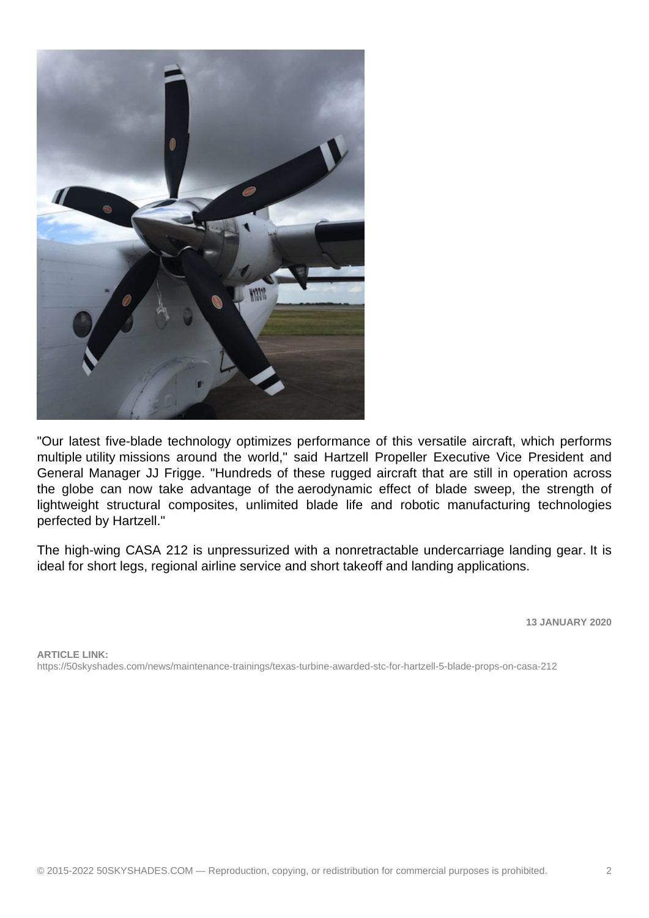"Our latest five-blade technology optimizes performance of this versatile aircraft, which performs multiple utility missions around the world," said Hartzell Propeller Executive Vice President and General Manager JJ Frigge. "Hundreds of these rugged aircraft that are still in operation across the globe can now take advantage of the aerodynamic effect of blade sweep, the strength of lightweight structural composites, unlimited blade life and robotic manufacturing technologies perfected by Hartzell."

The high-wing CASA 212 is unpressurized with a nonretractable undercarriage landing gear. It is ideal for short legs, regional airline service and short takeoff and landing applications.

**13 JANUARY 2020**

**ARTICLE LINK:**
https://50skyshades.com/news/maintenance-trainings/texas-turbine-awarded-stc-for-hartzell-5-blade-props-on-casa-212

© 2015-2022 50SKYSHADES.COM — Reproduction, copying, or redistribution for commercial purposes is prohibited.